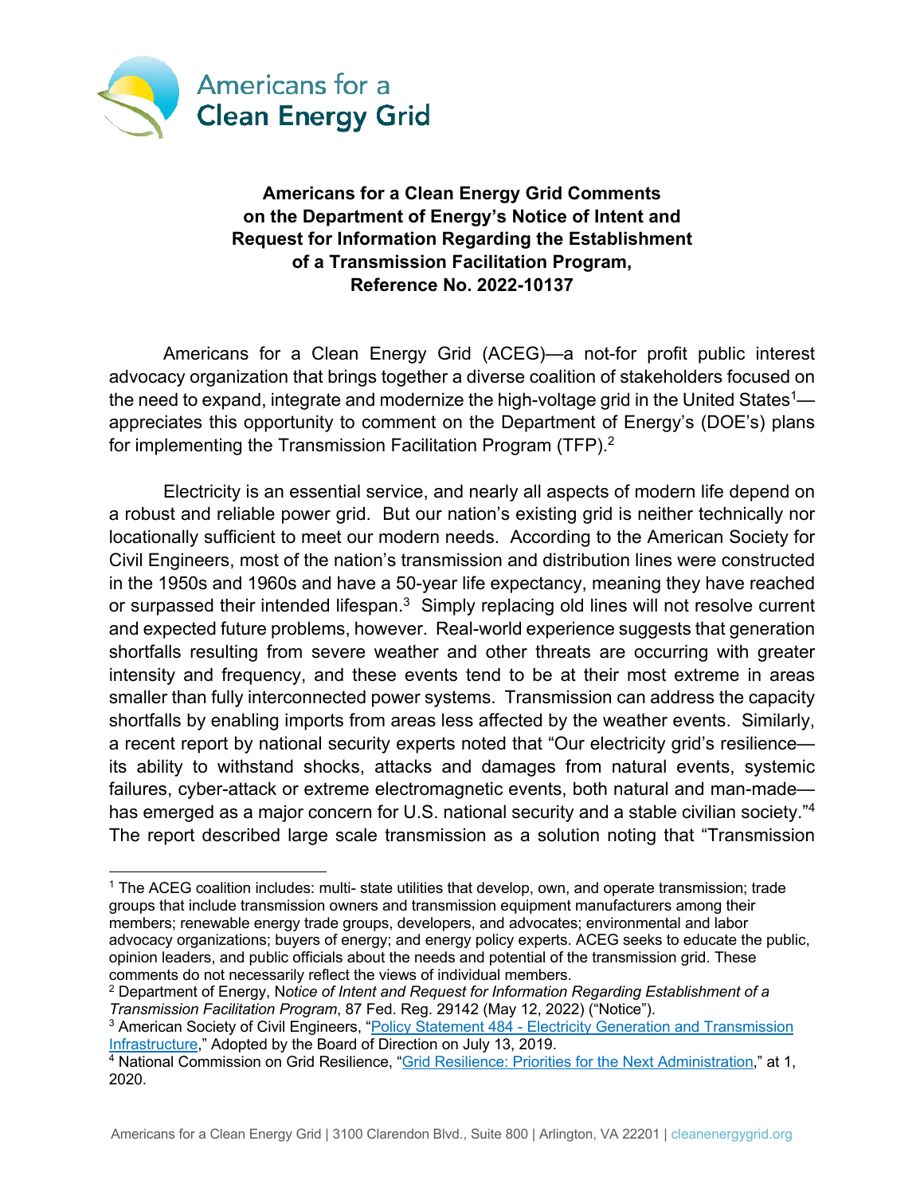Americans for a Clean Energy Grid

**Americans for a Clean Energy Grid Comments on the Department of Energy's Notice of Intent and Request for Information Regarding the Establishment of a Transmission Facilitation Program, Reference No. 2022-10137**

Americans for a Clean Energy Grid (ACEG)—a not-for profit public interest advocacy organization that brings together a diverse coalition of stakeholders focused on the need to expand, integrate and modernize the high-voltage grid in the United States[1]—appreciates this opportunity to comment on the Department of Energy's (DOE's) plans for implementing the Transmission Facilitation Program (TFP).[2]

Electricity is an essential service, and nearly all aspects of modern life depend on a robust and reliable power grid. But our nation's existing grid is neither technically nor locationally sufficient to meet our modern needs. According to the American Society for Civil Engineers, most of the nation's transmission and distribution lines were constructed in the 1950s and 1960s and have a 50-year life expectancy, meaning they have reached or surpassed their intended lifespan.[3] Simply replacing old lines will not resolve current and expected future problems, however. Real-world experience suggests that generation shortfalls resulting from severe weather and other threats are occurring with greater intensity and frequency, and these events tend to be at their most extreme in areas smaller than fully interconnected power systems. Transmission can address the capacity shortfalls by enabling imports from areas less affected by the weather events. Similarly, a recent report by national security experts noted that "Our electricity grid's resilience—its ability to withstand shocks, attacks and damages from natural events, systemic failures, cyber-attack or extreme electromagnetic events, both natural and man-made—has emerged as a major concern for U.S. national security and a stable civilian society."[4] The report described large scale transmission as a solution noting that "Transmission

---

[1] The ACEG coalition includes: multi- state utilities that develop, own, and operate transmission; trade groups that include transmission owners and transmission equipment manufacturers among their members; renewable energy trade groups, developers, and advocates; environmental and labor advocacy organizations; buyers of energy; and energy policy experts. ACEG seeks to educate the public, opinion leaders, and public officials about the needs and potential of the transmission grid. These comments do not necessarily reflect the views of individual members.

[2] Department of Energy, N*otice of Intent and Request for Information Regarding Establishment of a Transmission Facilitation Program*, 87 Fed. Reg. 29142 (May 12, 2022) ("Notice").

[3] American Society of Civil Engineers, "Policy Statement 484 - Electricity Generation and Transmission Infrastructure," Adopted by the Board of Direction on July 13, 2019.

[4] National Commission on Grid Resilience, "Grid Resilience: Priorities for the Next Administration," at 1, 2020.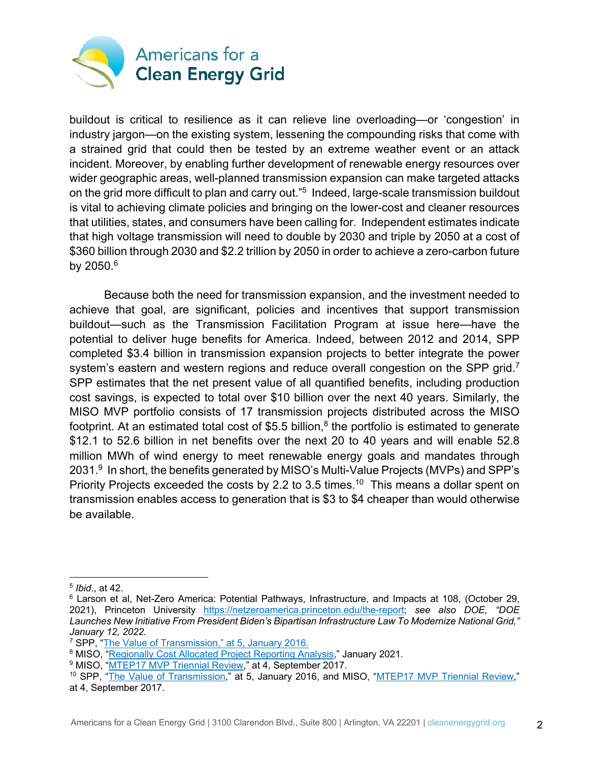buildout is critical to resilience as it can relieve line overloading—or 'congestion' in industry jargon—on the existing system, lessening the compounding risks that come with a strained grid that could then be tested by an extreme weather event or an attack incident. Moreover, by enabling further development of renewable energy resources over wider geographic areas, well-planned transmission expansion can make targeted attacks on the grid more difficult to plan and carry out."[5] Indeed, large-scale transmission buildout is vital to achieving climate policies and bringing on the lower-cost and cleaner resources that utilities, states, and consumers have been calling for. Independent estimates indicate that high voltage transmission will need to double by 2030 and triple by 2050 at a cost of $360 billion through 2030 and $2.2 trillion by 2050 in order to achieve a zero-carbon future by 2050.[6]

Because both the need for transmission expansion, and the investment needed to achieve that goal, are significant, policies and incentives that support transmission buildout—such as the Transmission Facilitation Program at issue here—have the potential to deliver huge benefits for America. Indeed, between 2012 and 2014, SPP completed $3.4 billion in transmission expansion projects to better integrate the power system's eastern and western regions and reduce overall congestion on the SPP grid.[7] SPP estimates that the net present value of all quantified benefits, including production cost savings, is expected to total over $10 billion over the next 40 years. Similarly, the MISO MVP portfolio consists of 17 transmission projects distributed across the MISO footprint. At an estimated total cost of $5.5 billion,[8] the portfolio is estimated to generate $12.1 to 52.6 billion in net benefits over the next 20 to 40 years and will enable 52.8 million MWh of wind energy to meet renewable energy goals and mandates through 2031.[9] In short, the benefits generated by MISO's Multi-Value Projects (MVPs) and SPP's Priority Projects exceeded the costs by 2.2 to 3.5 times.[10] This means a dollar spent on transmission enables access to generation that is $3 to $4 cheaper than would otherwise be available.

---

[5] *Ibid.*, at 42.

[6] Larson et al, Net-Zero America: Potential Pathways, Infrastructure, and Impacts at 108, (October 29, 2021), Princeton University https://netzeroamerica.princeton.edu/the-report; *see also DOE, "DOE Launches New Initiative From President Biden's Bipartisan Infrastructure Law To Modernize National Grid," January 12, 2022.*

[7] SPP, "The Value of Transmission," at 5, January 2016.

[8] MISO, "Regionally Cost Allocated Project Reporting Analysis," January 2021.

[9] MISO, "MTEP17 MVP Triennial Review," at 4, September 2017.

[10] SPP, "The Value of Transmission," at 5, January 2016, and MISO, "MTEP17 MVP Triennial Review," at 4, September 2017.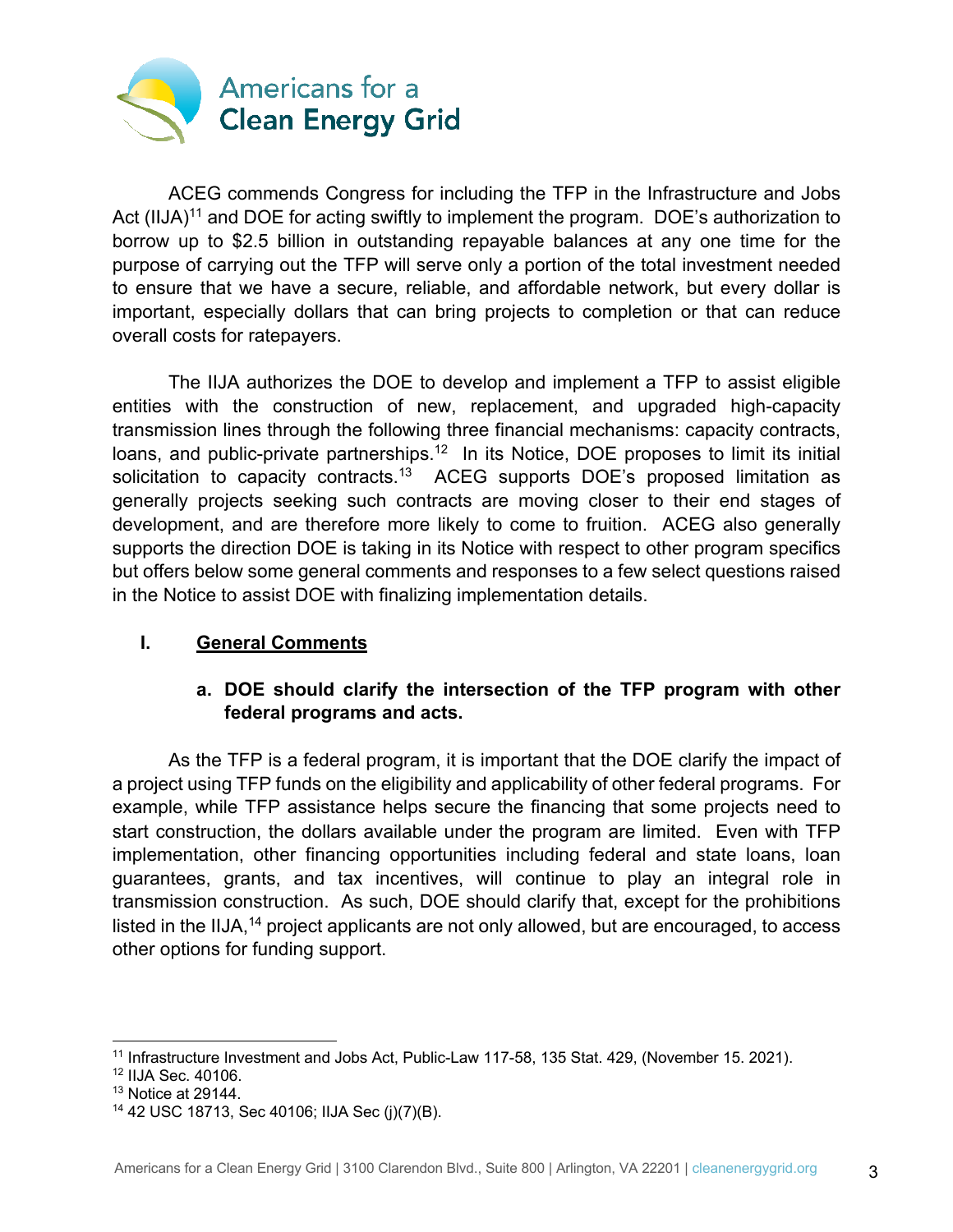ACEG commends Congress for including the TFP in the Infrastructure and Jobs Act (IIJA)[11] and DOE for acting swiftly to implement the program. DOE's authorization to borrow up to $2.5 billion in outstanding repayable balances at any one time for the purpose of carrying out the TFP will serve only a portion of the total investment needed to ensure that we have a secure, reliable, and affordable network, but every dollar is important, especially dollars that can bring projects to completion or that can reduce overall costs for ratepayers.

The IIJA authorizes the DOE to develop and implement a TFP to assist eligible entities with the construction of new, replacement, and upgraded high-capacity transmission lines through the following three financial mechanisms: capacity contracts, loans, and public-private partnerships.[12] In its Notice, DOE proposes to limit its initial solicitation to capacity contracts.[13] ACEG supports DOE's proposed limitation as generally projects seeking such contracts are moving closer to their end stages of development, and are therefore more likely to come to fruition. ACEG also generally supports the direction DOE is taking in its Notice with respect to other program specifics but offers below some general comments and responses to a few select questions raised in the Notice to assist DOE with finalizing implementation details.

## I. <u>General Comments</u>

### a. DOE should clarify the intersection of the TFP program with other federal programs and acts.

As the TFP is a federal program, it is important that the DOE clarify the impact of a project using TFP funds on the eligibility and applicability of other federal programs. For example, while TFP assistance helps secure the financing that some projects need to start construction, the dollars available under the program are limited. Even with TFP implementation, other financing opportunities including federal and state loans, loan guarantees, grants, and tax incentives, will continue to play an integral role in transmission construction. As such, DOE should clarify that, except for the prohibitions listed in the IIJA,[14] project applicants are not only allowed, but are encouraged, to access other options for funding support.

---

[11] Infrastructure Investment and Jobs Act, Public-Law 117-58, 135 Stat. 429, (November 15. 2021).

[12] IIJA Sec. 40106.

[13] Notice at 29144.

[14] 42 USC 18713, Sec 40106; IIJA Sec (j)(7)(B).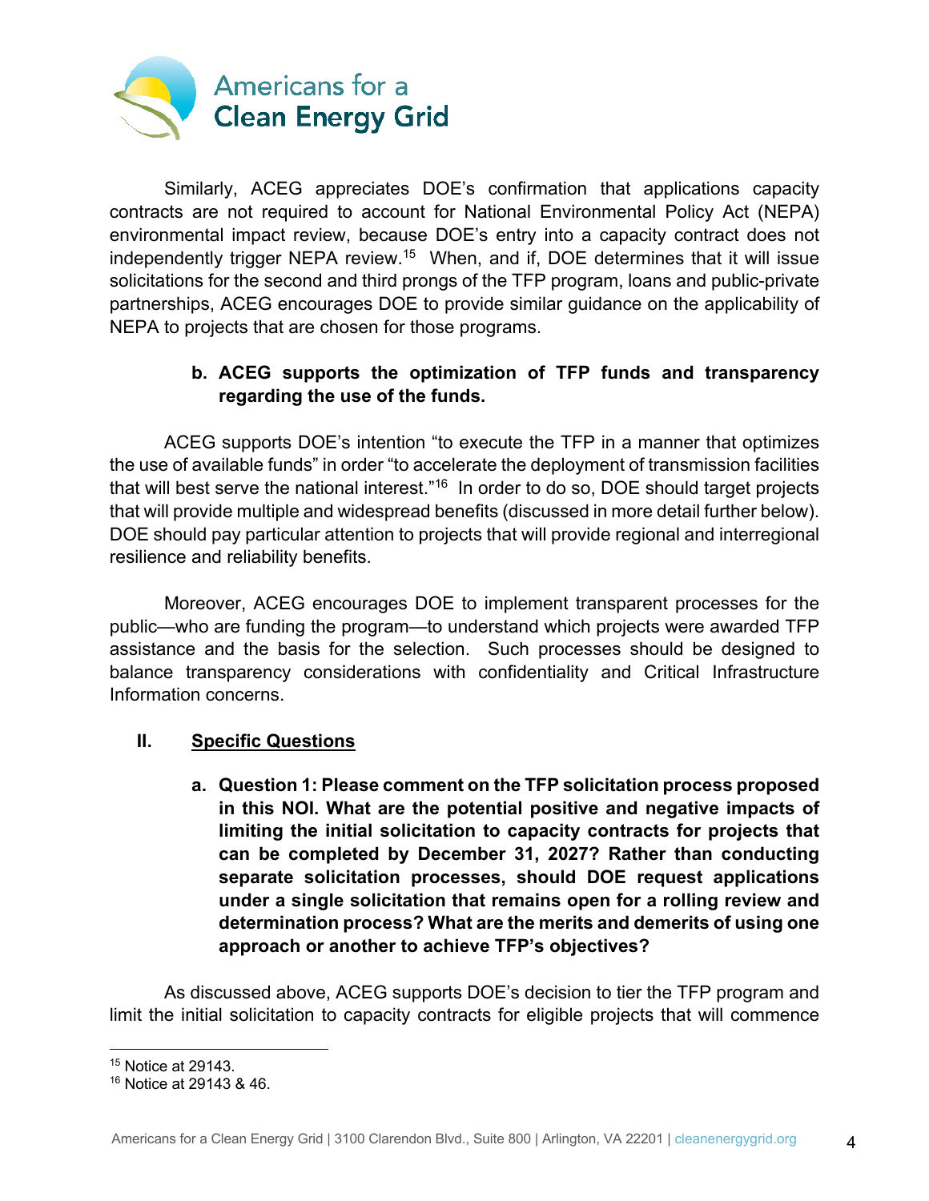Similarly, ACEG appreciates DOE's confirmation that applications capacity contracts are not required to account for National Environmental Policy Act (NEPA) environmental impact review, because DOE's entry into a capacity contract does not independently trigger NEPA review.[15] When, and if, DOE determines that it will issue solicitations for the second and third prongs of the TFP program, loans and public-private partnerships, ACEG encourages DOE to provide similar guidance on the applicability of NEPA to projects that are chosen for those programs.

**b. ACEG supports the optimization of TFP funds and transparency regarding the use of the funds.**

ACEG supports DOE's intention "to execute the TFP in a manner that optimizes the use of available funds" in order "to accelerate the deployment of transmission facilities that will best serve the national interest."[16] In order to do so, DOE should target projects that will provide multiple and widespread benefits (discussed in more detail further below). DOE should pay particular attention to projects that will provide regional and interregional resilience and reliability benefits.

Moreover, ACEG encourages DOE to implement transparent processes for the public—who are funding the program—to understand which projects were awarded TFP assistance and the basis for the selection. Such processes should be designed to balance transparency considerations with confidentiality and Critical Infrastructure Information concerns.

## II. <u>Specific Questions</u>

**a. Question 1: Please comment on the TFP solicitation process proposed in this NOI. What are the potential positive and negative impacts of limiting the initial solicitation to capacity contracts for projects that can be completed by December 31, 2027? Rather than conducting separate solicitation processes, should DOE request applications under a single solicitation that remains open for a rolling review and determination process? What are the merits and demerits of using one approach or another to achieve TFP's objectives?**

As discussed above, ACEG supports DOE's decision to tier the TFP program and limit the initial solicitation to capacity contracts for eligible projects that will commence

---

[15] Notice at 29143.

[16] Notice at 29143 & 46.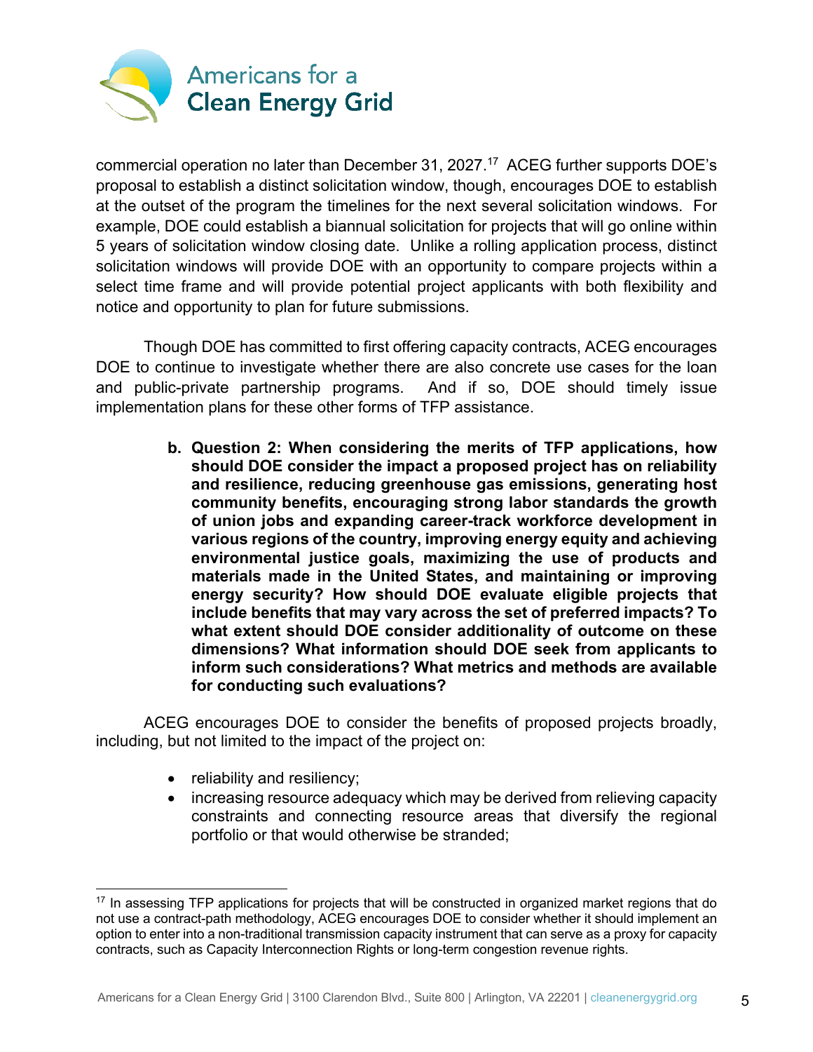commercial operation no later than December 31, 2027.[17] ACEG further supports DOE's proposal to establish a distinct solicitation window, though, encourages DOE to establish at the outset of the program the timelines for the next several solicitation windows. For example, DOE could establish a biannual solicitation for projects that will go online within 5 years of solicitation window closing date. Unlike a rolling application process, distinct solicitation windows will provide DOE with an opportunity to compare projects within a select time frame and will provide potential project applicants with both flexibility and notice and opportunity to plan for future submissions.

Though DOE has committed to first offering capacity contracts, ACEG encourages DOE to continue to investigate whether there are also concrete use cases for the loan and public-private partnership programs. And if so, DOE should timely issue implementation plans for these other forms of TFP assistance.

**b. Question 2: When considering the merits of TFP applications, how should DOE consider the impact a proposed project has on reliability and resilience, reducing greenhouse gas emissions, generating host community benefits, encouraging strong labor standards the growth of union jobs and expanding career-track workforce development in various regions of the country, improving energy equity and achieving environmental justice goals, maximizing the use of products and materials made in the United States, and maintaining or improving energy security? How should DOE evaluate eligible projects that include benefits that may vary across the set of preferred impacts? To what extent should DOE consider additionality of outcome on these dimensions? What information should DOE seek from applicants to inform such considerations? What metrics and methods are available for conducting such evaluations?**

ACEG encourages DOE to consider the benefits of proposed projects broadly, including, but not limited to the impact of the project on:

- reliability and resiliency;
- increasing resource adequacy which may be derived from relieving capacity constraints and connecting resource areas that diversify the regional portfolio or that would otherwise be stranded;

[17] In assessing TFP applications for projects that will be constructed in organized market regions that do not use a contract-path methodology, ACEG encourages DOE to consider whether it should implement an option to enter into a non-traditional transmission capacity instrument that can serve as a proxy for capacity contracts, such as Capacity Interconnection Rights or long-term congestion revenue rights.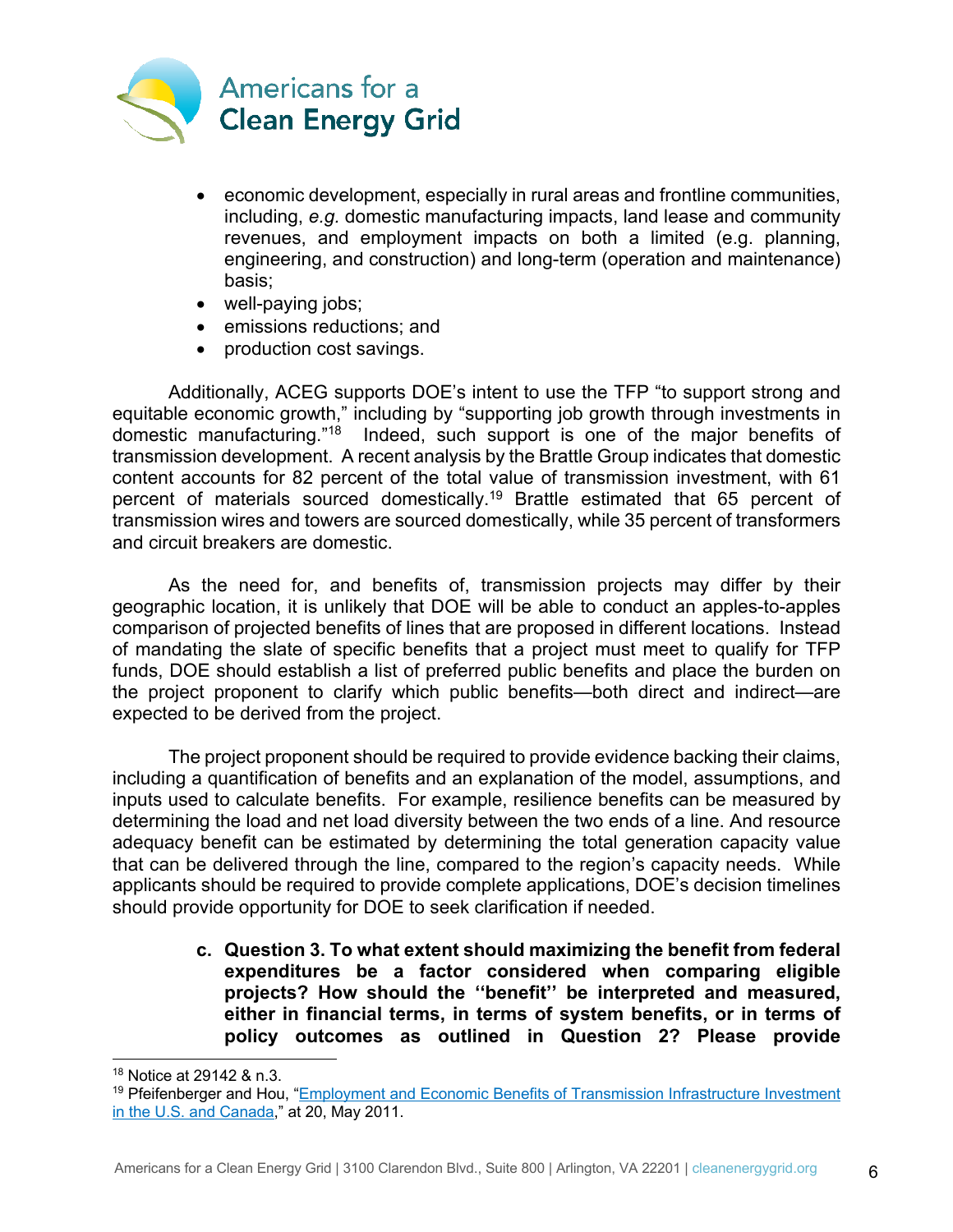- economic development, especially in rural areas and frontline communities, including, *e.g.* domestic manufacturing impacts, land lease and community revenues, and employment impacts on both a limited (e.g. planning, engineering, and construction) and long-term (operation and maintenance) basis;
- well-paying jobs;
- emissions reductions; and
- production cost savings.

Additionally, ACEG supports DOE's intent to use the TFP "to support strong and equitable economic growth," including by "supporting job growth through investments in domestic manufacturing."[18] Indeed, such support is one of the major benefits of transmission development. A recent analysis by the Brattle Group indicates that domestic content accounts for 82 percent of the total value of transmission investment, with 61 percent of materials sourced domestically.[19] Brattle estimated that 65 percent of transmission wires and towers are sourced domestically, while 35 percent of transformers and circuit breakers are domestic.

As the need for, and benefits of, transmission projects may differ by their geographic location, it is unlikely that DOE will be able to conduct an apples-to-apples comparison of projected benefits of lines that are proposed in different locations. Instead of mandating the slate of specific benefits that a project must meet to qualify for TFP funds, DOE should establish a list of preferred public benefits and place the burden on the project proponent to clarify which public benefits—both direct and indirect—are expected to be derived from the project.

The project proponent should be required to provide evidence backing their claims, including a quantification of benefits and an explanation of the model, assumptions, and inputs used to calculate benefits. For example, resilience benefits can be measured by determining the load and net load diversity between the two ends of a line. And resource adequacy benefit can be estimated by determining the total generation capacity value that can be delivered through the line, compared to the region's capacity needs. While applicants should be required to provide complete applications, DOE's decision timelines should provide opportunity for DOE to seek clarification if needed.

c. **Question 3. To what extent should maximizing the benefit from federal expenditures be a factor considered when comparing eligible projects? How should the "benefit" be interpreted and measured, either in financial terms, in terms of system benefits, or in terms of policy outcomes as outlined in Question 2? Please provide**

---

[18] Notice at 29142 & n.3.

[19] Pfeifenberger and Hou, "Employment and Economic Benefits of Transmission Infrastructure Investment in the U.S. and Canada," at 20, May 2011.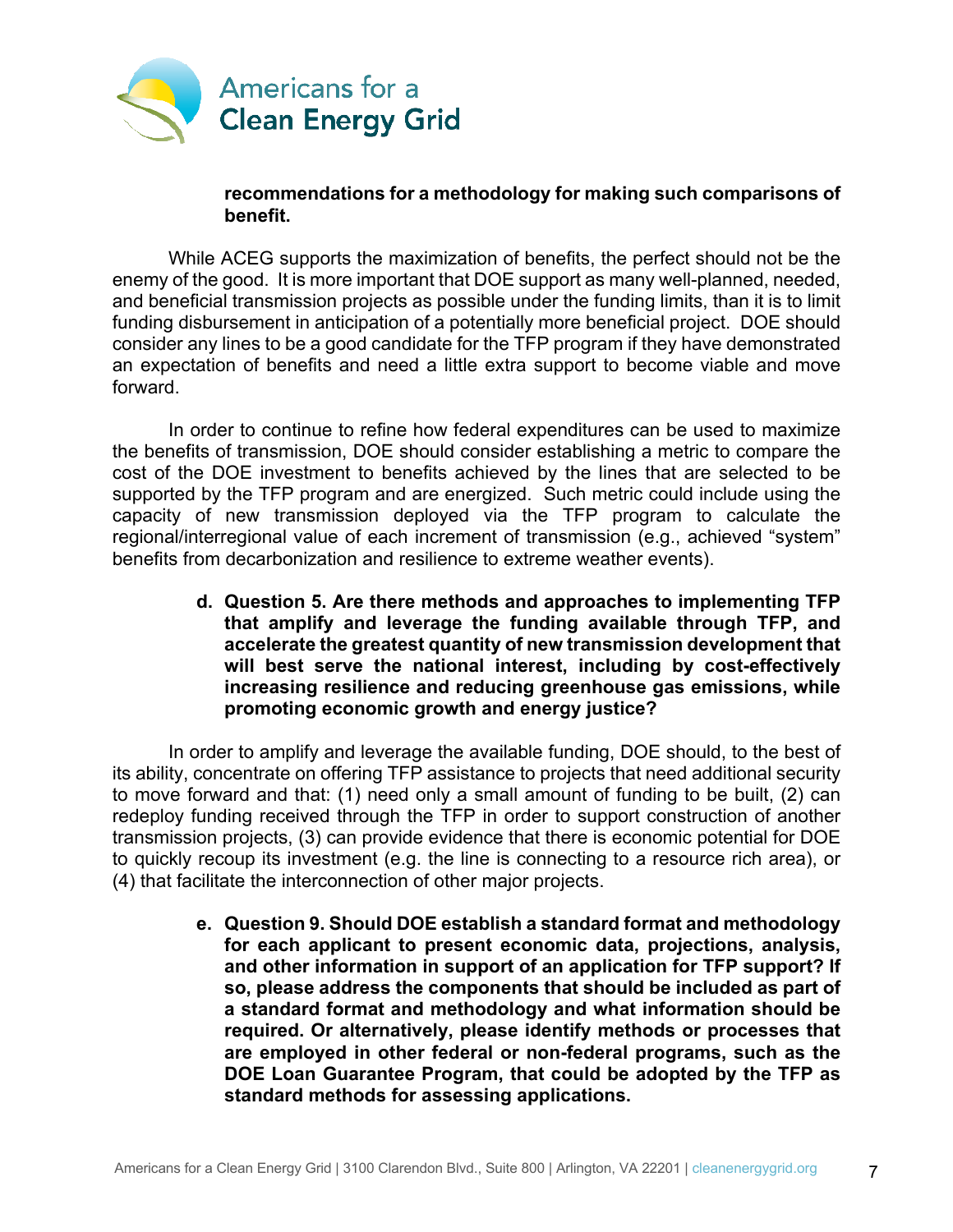**recommendations for a methodology for making such comparisons of benefit.**

While ACEG supports the maximization of benefits, the perfect should not be the enemy of the good. It is more important that DOE support as many well-planned, needed, and beneficial transmission projects as possible under the funding limits, than it is to limit funding disbursement in anticipation of a potentially more beneficial project. DOE should consider any lines to be a good candidate for the TFP program if they have demonstrated an expectation of benefits and need a little extra support to become viable and move forward.

In order to continue to refine how federal expenditures can be used to maximize the benefits of transmission, DOE should consider establishing a metric to compare the cost of the DOE investment to benefits achieved by the lines that are selected to be supported by the TFP program and are energized. Such metric could include using the capacity of new transmission deployed via the TFP program to calculate the regional/interregional value of each increment of transmission (e.g., achieved "system" benefits from decarbonization and resilience to extreme weather events).

**d. Question 5. Are there methods and approaches to implementing TFP that amplify and leverage the funding available through TFP, and accelerate the greatest quantity of new transmission development that will best serve the national interest, including by cost-effectively increasing resilience and reducing greenhouse gas emissions, while promoting economic growth and energy justice?**

In order to amplify and leverage the available funding, DOE should, to the best of its ability, concentrate on offering TFP assistance to projects that need additional security to move forward and that: (1) need only a small amount of funding to be built, (2) can redeploy funding received through the TFP in order to support construction of another transmission projects, (3) can provide evidence that there is economic potential for DOE to quickly recoup its investment (e.g. the line is connecting to a resource rich area), or (4) that facilitate the interconnection of other major projects.

**e. Question 9. Should DOE establish a standard format and methodology for each applicant to present economic data, projections, analysis, and other information in support of an application for TFP support? If so, please address the components that should be included as part of a standard format and methodology and what information should be required. Or alternatively, please identify methods or processes that are employed in other federal or non-federal programs, such as the DOE Loan Guarantee Program, that could be adopted by the TFP as standard methods for assessing applications.**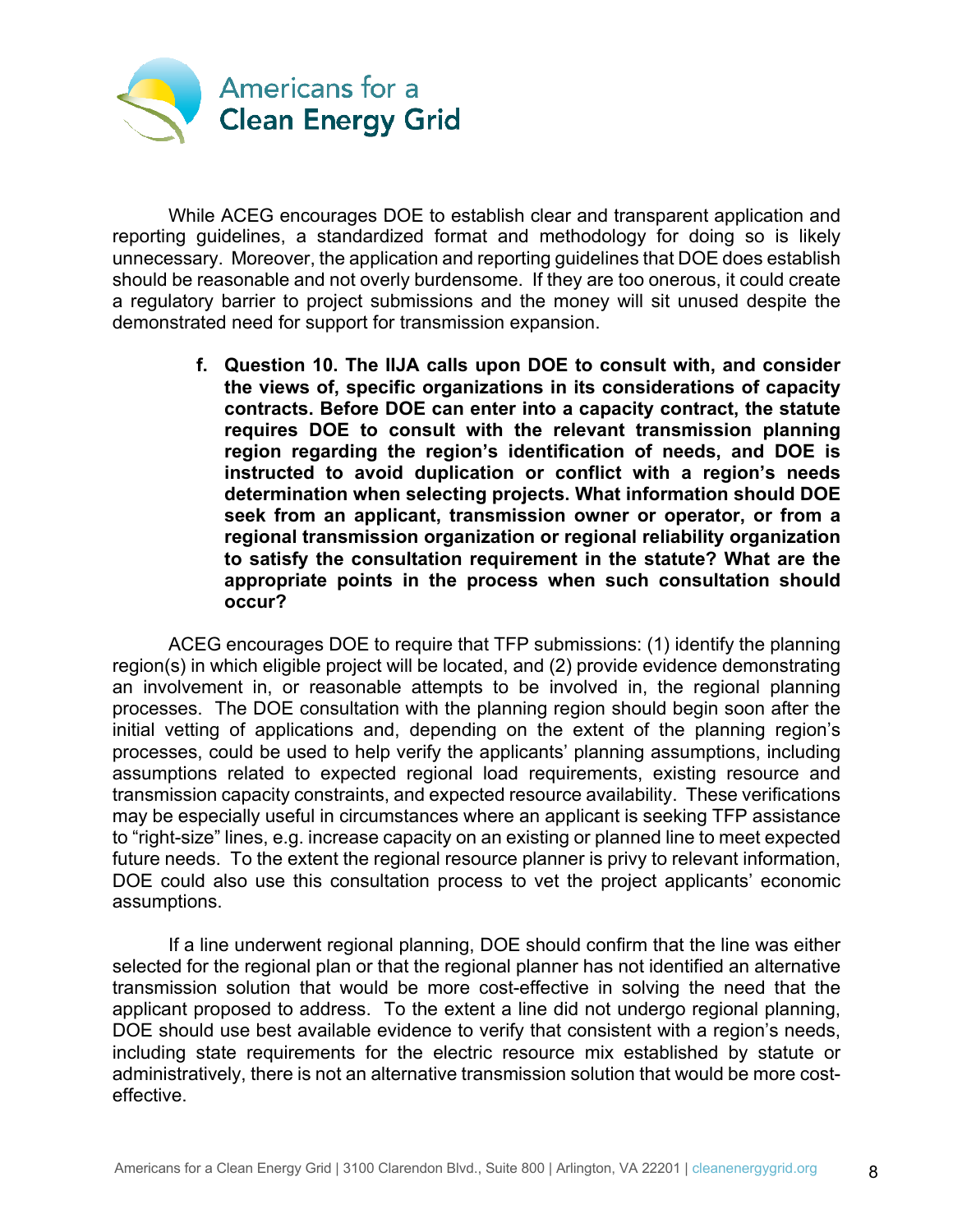While ACEG encourages DOE to establish clear and transparent application and reporting guidelines, a standardized format and methodology for doing so is likely unnecessary. Moreover, the application and reporting guidelines that DOE does establish should be reasonable and not overly burdensome. If they are too onerous, it could create a regulatory barrier to project submissions and the money will sit unused despite the demonstrated need for support for transmission expansion.

f. **Question 10. The IIJA calls upon DOE to consult with, and consider the views of, specific organizations in its considerations of capacity contracts. Before DOE can enter into a capacity contract, the statute requires DOE to consult with the relevant transmission planning region regarding the region's identification of needs, and DOE is instructed to avoid duplication or conflict with a region's needs determination when selecting projects. What information should DOE seek from an applicant, transmission owner or operator, or from a regional transmission organization or regional reliability organization to satisfy the consultation requirement in the statute? What are the appropriate points in the process when such consultation should occur?**

ACEG encourages DOE to require that TFP submissions: (1) identify the planning region(s) in which eligible project will be located, and (2) provide evidence demonstrating an involvement in, or reasonable attempts to be involved in, the regional planning processes. The DOE consultation with the planning region should begin soon after the initial vetting of applications and, depending on the extent of the planning region's processes, could be used to help verify the applicants' planning assumptions, including assumptions related to expected regional load requirements, existing resource and transmission capacity constraints, and expected resource availability. These verifications may be especially useful in circumstances where an applicant is seeking TFP assistance to "right-size" lines, e.g. increase capacity on an existing or planned line to meet expected future needs. To the extent the regional resource planner is privy to relevant information, DOE could also use this consultation process to vet the project applicants' economic assumptions.

If a line underwent regional planning, DOE should confirm that the line was either selected for the regional plan or that the regional planner has not identified an alternative transmission solution that would be more cost-effective in solving the need that the applicant proposed to address. To the extent a line did not undergo regional planning, DOE should use best available evidence to verify that consistent with a region's needs, including state requirements for the electric resource mix established by statute or administratively, there is not an alternative transmission solution that would be more cost-effective.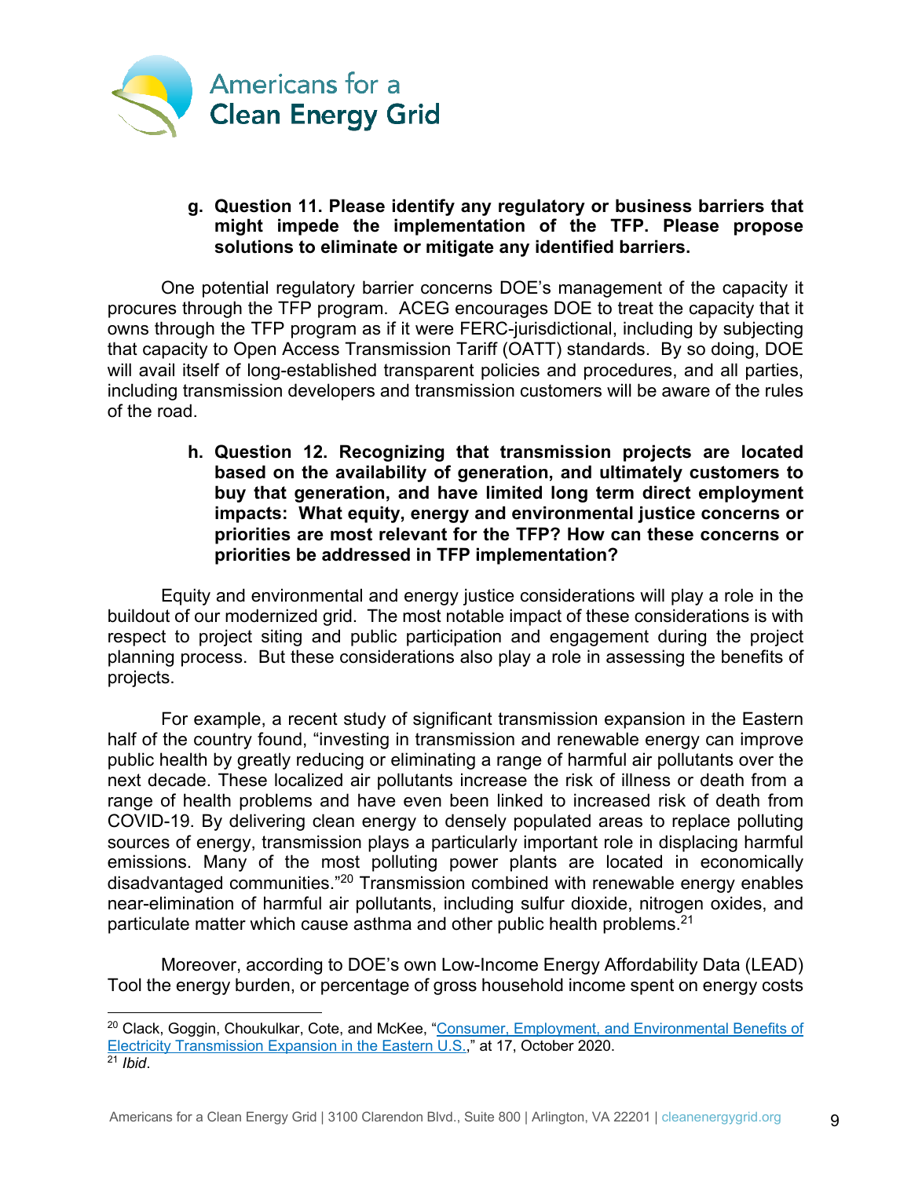**g. Question 11. Please identify any regulatory or business barriers that might impede the implementation of the TFP. Please propose solutions to eliminate or mitigate any identified barriers.**

One potential regulatory barrier concerns DOE's management of the capacity it procures through the TFP program. ACEG encourages DOE to treat the capacity that it owns through the TFP program as if it were FERC-jurisdictional, including by subjecting that capacity to Open Access Transmission Tariff (OATT) standards. By so doing, DOE will avail itself of long-established transparent policies and procedures, and all parties, including transmission developers and transmission customers will be aware of the rules of the road.

**h. Question 12. Recognizing that transmission projects are located based on the availability of generation, and ultimately customers to buy that generation, and have limited long term direct employment impacts: What equity, energy and environmental justice concerns or priorities are most relevant for the TFP? How can these concerns or priorities be addressed in TFP implementation?**

Equity and environmental and energy justice considerations will play a role in the buildout of our modernized grid. The most notable impact of these considerations is with respect to project siting and public participation and engagement during the project planning process. But these considerations also play a role in assessing the benefits of projects.

For example, a recent study of significant transmission expansion in the Eastern half of the country found, "investing in transmission and renewable energy can improve public health by greatly reducing or eliminating a range of harmful air pollutants over the next decade. These localized air pollutants increase the risk of illness or death from a range of health problems and have even been linked to increased risk of death from COVID-19. By delivering clean energy to densely populated areas to replace polluting sources of energy, transmission plays a particularly important role in displacing harmful emissions. Many of the most polluting power plants are located in economically disadvantaged communities."[20] Transmission combined with renewable energy enables near-elimination of harmful air pollutants, including sulfur dioxide, nitrogen oxides, and particulate matter which cause asthma and other public health problems.[21]

Moreover, according to DOE's own Low-Income Energy Affordability Data (LEAD) Tool the energy burden, or percentage of gross household income spent on energy costs

---

[20] Clack, Goggin, Choukulkar, Cote, and McKee, "Consumer, Employment, and Environmental Benefits of Electricity Transmission Expansion in the Eastern U.S.," at 17, October 2020.

[21] *Ibid*.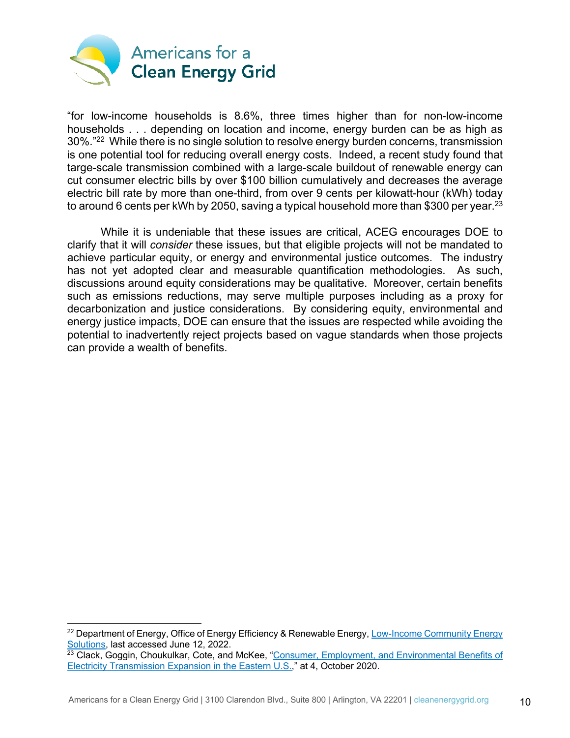"for low-income households is 8.6%, three times higher than for non-low-income households . . . depending on location and income, energy burden can be as high as 30%."[22] While there is no single solution to resolve energy burden concerns, transmission is one potential tool for reducing overall energy costs. Indeed, a recent study found that targe-scale transmission combined with a large-scale buildout of renewable energy can cut consumer electric bills by over $100 billion cumulatively and decreases the average electric bill rate by more than one-third, from over 9 cents per kilowatt-hour (kWh) today to around 6 cents per kWh by 2050, saving a typical household more than $300 per year.[23]

While it is undeniable that these issues are critical, ACEG encourages DOE to clarify that it will *consider* these issues, but that eligible projects will not be mandated to achieve particular equity, or energy and environmental justice outcomes. The industry has not yet adopted clear and measurable quantification methodologies. As such, discussions around equity considerations may be qualitative. Moreover, certain benefits such as emissions reductions, may serve multiple purposes including as a proxy for decarbonization and justice considerations. By considering equity, environmental and energy justice impacts, DOE can ensure that the issues are respected while avoiding the potential to inadvertently reject projects based on vague standards when those projects can provide a wealth of benefits.

---

[22] Department of Energy, Office of Energy Efficiency & Renewable Energy, Low-Income Community Energy Solutions, last accessed June 12, 2022.

[23] Clack, Goggin, Choukulkar, Cote, and McKee, "Consumer, Employment, and Environmental Benefits of Electricity Transmission Expansion in the Eastern U.S.," at 4, October 2020.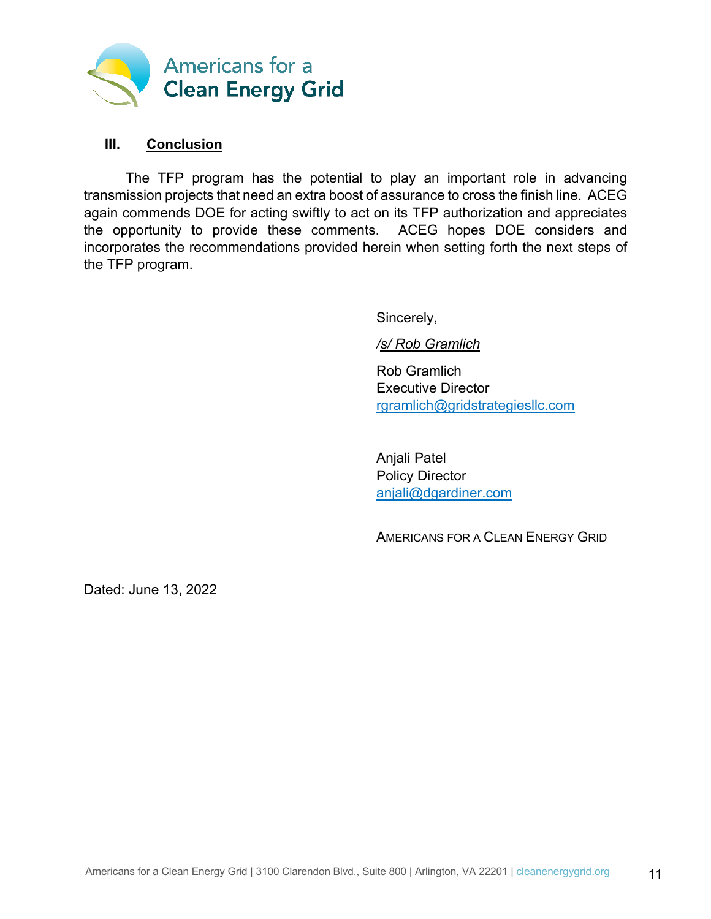## III. Conclusion

The TFP program has the potential to play an important role in advancing transmission projects that need an extra boost of assurance to cross the finish line. ACEG again commends DOE for acting swiftly to act on its TFP authorization and appreciates the opportunity to provide these comments. ACEG hopes DOE considers and incorporates the recommendations provided herein when setting forth the next steps of the TFP program.

Sincerely,

*/s/ Rob Gramlich*

Rob Gramlich
Executive Director
rgramlich@gridstrategiesllc.com

Anjali Patel
Policy Director
anjali@dgardiner.com

AMERICANS FOR A CLEAN ENERGY GRID

Dated: June 13, 2022